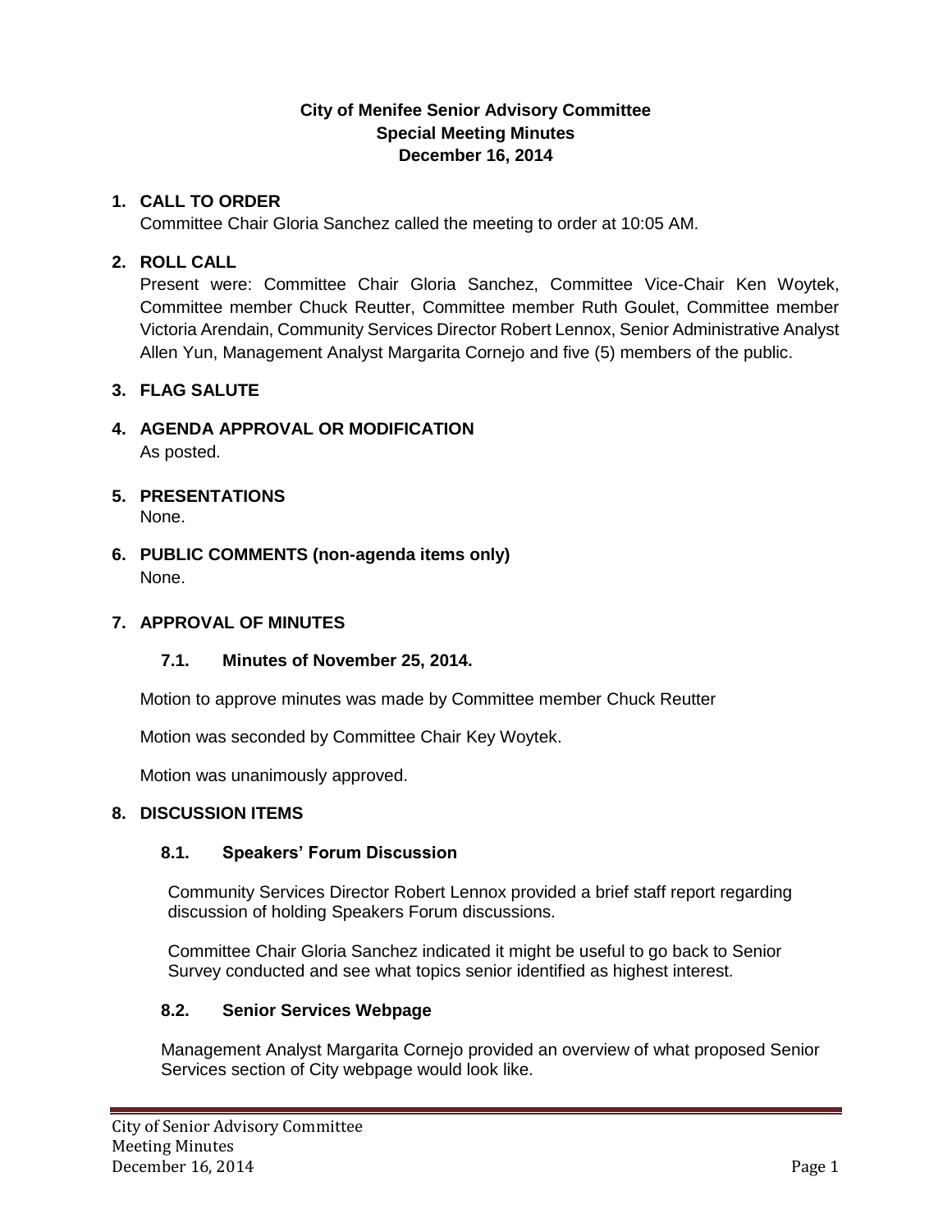**City of Menifee Senior Advisory Committee**
**Special Meeting Minutes**
**December 16, 2014**

## 1. CALL TO ORDER

Committee Chair Gloria Sanchez called the meeting to order at 10:05 AM.

## 2. ROLL CALL

Present were: Committee Chair Gloria Sanchez, Committee Vice-Chair Ken Woytek, Committee member Chuck Reutter, Committee member Ruth Goulet, Committee member Victoria Arendain, Community Services Director Robert Lennox, Senior Administrative Analyst Allen Yun, Management Analyst Margarita Cornejo and five (5) members of the public.

## 3. FLAG SALUTE

## 4. AGENDA APPROVAL OR MODIFICATION

As posted.

## 5. PRESENTATIONS

None.

## 6. PUBLIC COMMENTS (non-agenda items only)

None.

## 7. APPROVAL OF MINUTES

### 7.1. Minutes of November 25, 2014.

Motion to approve minutes was made by Committee member Chuck Reutter

Motion was seconded by Committee Chair Key Woytek.

Motion was unanimously approved.

## 8. DISCUSSION ITEMS

### 8.1. Speakers' Forum Discussion

Community Services Director Robert Lennox provided a brief staff report regarding discussion of holding Speakers Forum discussions.

Committee Chair Gloria Sanchez indicated it might be useful to go back to Senior Survey conducted and see what topics senior identified as highest interest.

### 8.2. Senior Services Webpage

Management Analyst Margarita Cornejo provided an overview of what proposed Senior Services section of City webpage would look like.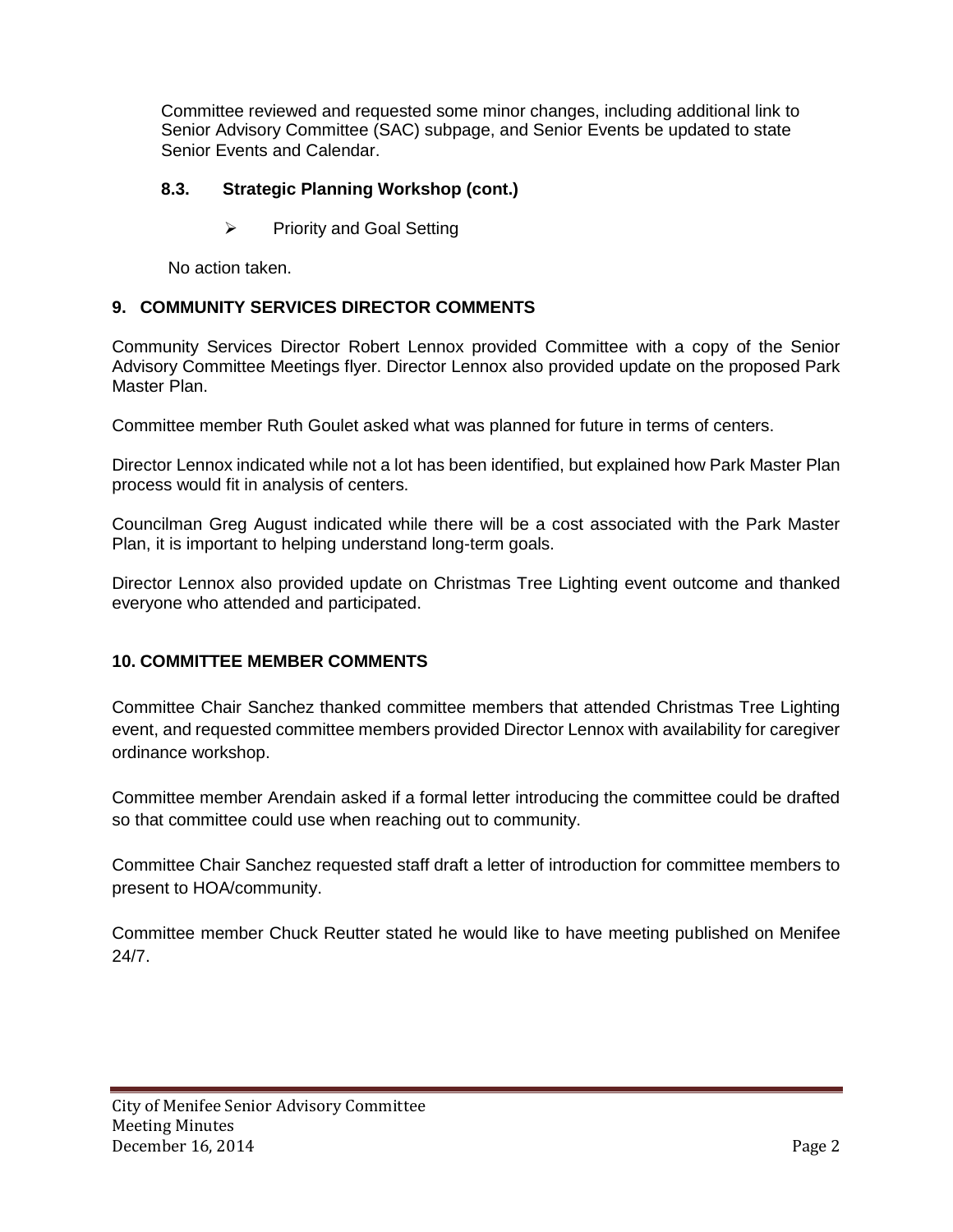Committee reviewed and requested some minor changes, including additional link to Senior Advisory Committee (SAC) subpage, and Senior Events be updated to state Senior Events and Calendar.

### 8.3. Strategic Planning Workshop (cont.)

- Priority and Goal Setting

No action taken.

## 9. COMMUNITY SERVICES DIRECTOR COMMENTS

Community Services Director Robert Lennox provided Committee with a copy of the Senior Advisory Committee Meetings flyer. Director Lennox also provided update on the proposed Park Master Plan.

Committee member Ruth Goulet asked what was planned for future in terms of centers.

Director Lennox indicated while not a lot has been identified, but explained how Park Master Plan process would fit in analysis of centers.

Councilman Greg August indicated while there will be a cost associated with the Park Master Plan, it is important to helping understand long-term goals.

Director Lennox also provided update on Christmas Tree Lighting event outcome and thanked everyone who attended and participated.

## 10. COMMITTEE MEMBER COMMENTS

Committee Chair Sanchez thanked committee members that attended Christmas Tree Lighting event, and requested committee members provided Director Lennox with availability for caregiver ordinance workshop.

Committee member Arendain asked if a formal letter introducing the committee could be drafted so that committee could use when reaching out to community.

Committee Chair Sanchez requested staff draft a letter of introduction for committee members to present to HOA/community.

Committee member Chuck Reutter stated he would like to have meeting published on Menifee 24/7.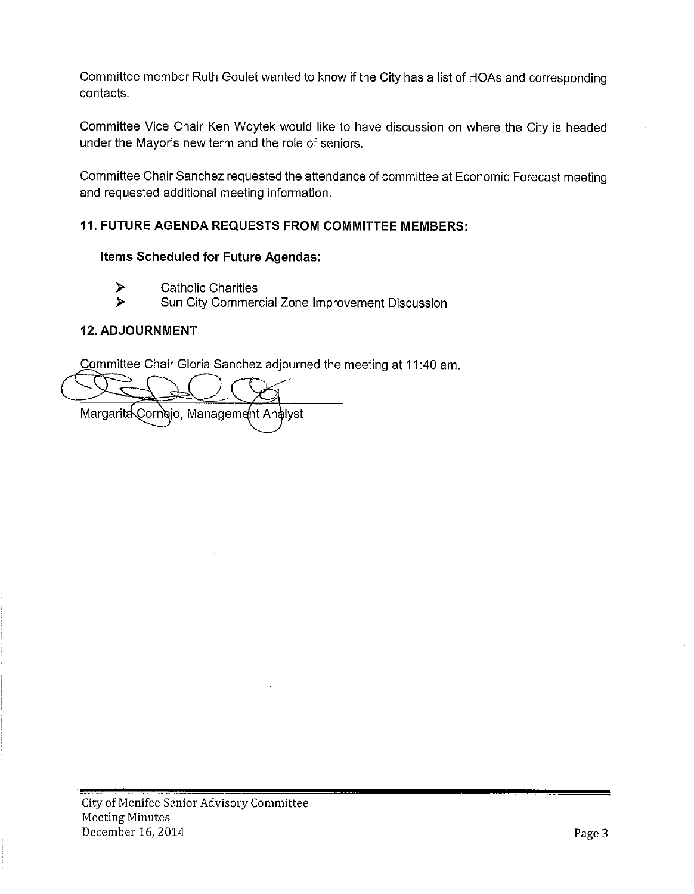Committee member Ruth Goulet wanted to know if the City has a list of HOAs and corresponding contacts.

Committee Vice Chair Ken Woytek would like to have discussion on where the City is headed under the Mayor's new term and the role of seniors.

Committee Chair Sanchez requested the attendance of committee at Economic Forecast meeting and requested additional meeting information.

### 11. FUTURE AGENDA REQUESTS FROM COMMITTEE MEMBERS:

**Items Scheduled for Future Agendas:**

- Catholic Charities
- Sun City Commercial Zone Improvement Discussion

### 12. ADJOURNMENT

Committee Chair Gloria Sanchez adjourned the meeting at 11:40 am.

Margarita Cornejo, Management Analyst